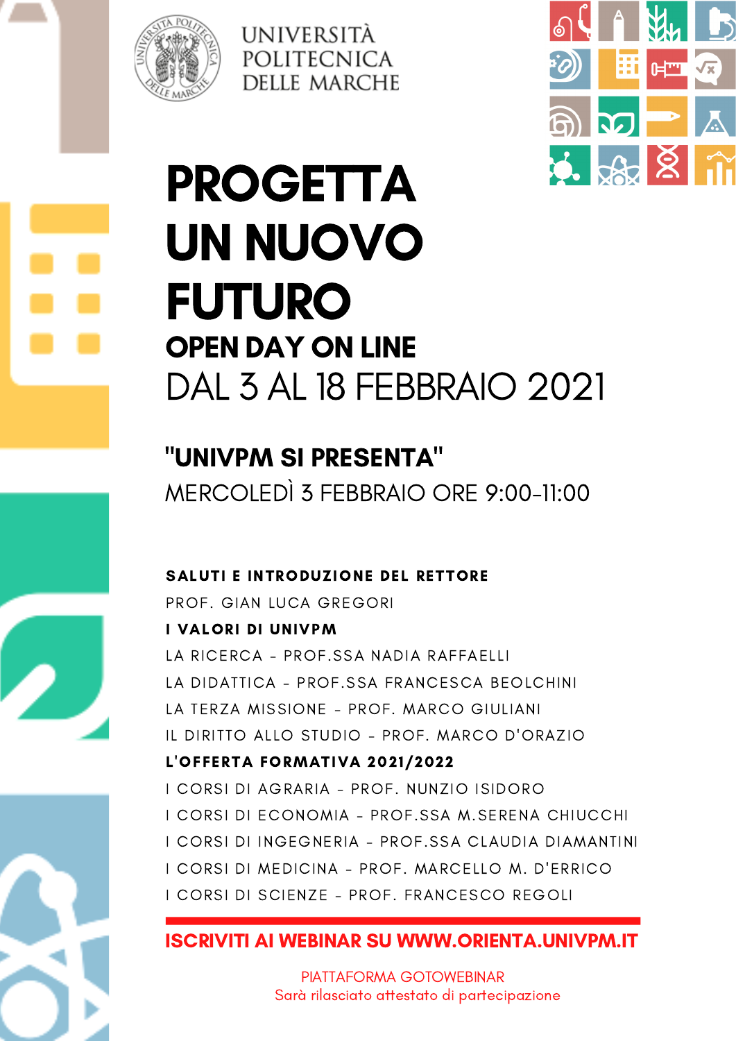UNIVERSITÀ POLITECNICA DELLE MARCHE

# PROGETTA UN NUOVO FUTURO

## OPEN DAY ON LINE

DAL 3 AL 18 FEBBRAIO 2021

## "UNIVPM SI PRESENTA"

MERCOLEDÌ 3 FEBBRAIO ORE 9:00-11:00

**SALUTI E INTRODUZIONE DEL RETTORE**

PROF. GIAN LUCA GREGORI

**I VALORI DI UNIVPM**

LA RICERCA - PROF.SSA NADIA RAFFAELLI

LA DIDATTICA - PROF.SSA FRANCESCA BEOLCHINI

LA TERZA MISSIONE - PROF. MARCO GIULIANI

IL DIRITTO ALLO STUDIO - PROF. MARCO D'ORAZIO

**L'OFFERTA FORMATIVA 2021/2022**

I CORSI DI AGRARIA - PROF. NUNZIO ISIDORO

I CORSI DI ECONOMIA - PROF.SSA M.SERENA CHIUCCHI

I CORSI DI INGEGNERIA - PROF.SSA CLAUDIA DIAMANTINI

I CORSI DI MEDICINA - PROF. MARCELLO M. D'ERRICO

I CORSI DI SCIENZE - PROF. FRANCESCO REGOLI

**ISCRIVITI AI WEBINAR SU WWW.ORIENTA.UNIVPM.IT**

PIATTAFORMA GOTOWEBINAR

Sarà rilasciato attestato di partecipazione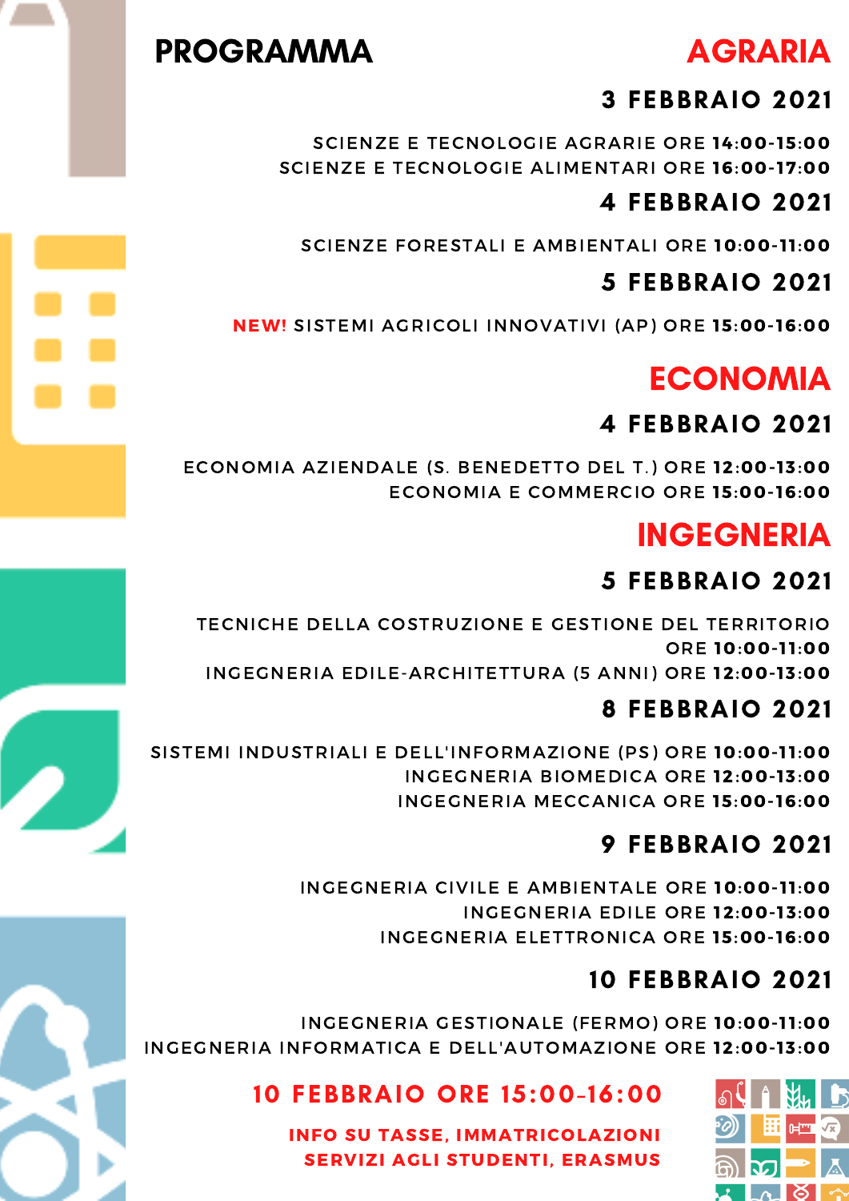# PROGRAMMA

## AGRARIA

### 3 FEBBRAIO 2021

SCIENZE E TECNOLOGIE AGRARIE ORE **14:00-15:00**
SCIENZE E TECNOLOGIE ALIMENTARI ORE **16:00-17:00**

### 4 FEBBRAIO 2021

SCIENZE FORESTALI E AMBIENTALI ORE **10:00-11:00**

### 5 FEBBRAIO 2021

**NEW!** SISTEMI AGRICOLI INNOVATIVI (AP) ORE **15:00-16:00**

## ECONOMIA

### 4 FEBBRAIO 2021

ECONOMIA AZIENDALE (S. BENEDETTO DEL T.) ORE **12:00-13:00**
ECONOMIA E COMMERCIO ORE **15:00-16:00**

## INGEGNERIA

### 5 FEBBRAIO 2021

TECNICHE DELLA COSTRUZIONE E GESTIONE DEL TERRITORIO ORE **10:00-11:00**
INGEGNERIA EDILE-ARCHITETTURA (5 ANNI) ORE **12:00-13:00**

### 8 FEBBRAIO 2021

SISTEMI INDUSTRIALI E DELL'INFORMAZIONE (PS) ORE **10:00-11:00**
INGEGNERIA BIOMEDICA ORE **12:00-13:00**
INGEGNERIA MECCANICA ORE **15:00-16:00**

### 9 FEBBRAIO 2021

INGEGNERIA CIVILE E AMBIENTALE ORE **10:00-11:00**
INGEGNERIA EDILE ORE **12:00-13:00**
INGEGNERIA ELETTRONICA ORE **15:00-16:00**

### 10 FEBBRAIO 2021

INGEGNERIA GESTIONALE (FERMO) ORE **10:00-11:00**
INGEGNERIA INFORMATICA E DELL'AUTOMAZIONE ORE **12:00-13:00**

### 10 FEBBRAIO ORE 15:00-16:00

**INFO SU TASSE, IMMATRICOLAZIONI**
**SERVIZI AGLI STUDENTI, ERASMUS**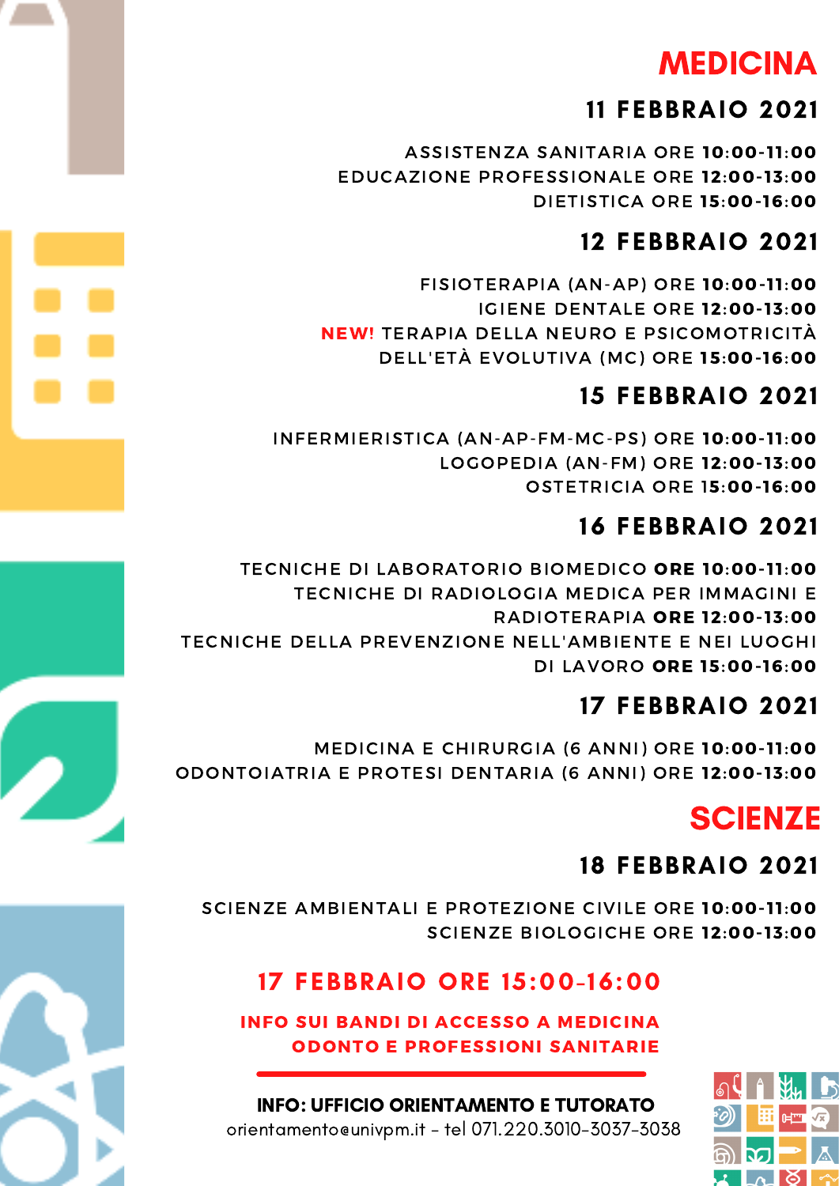# MEDICINA

## 11 FEBBRAIO 2021

ASSISTENZA SANITARIA ORE **10:00-11:00**
EDUCAZIONE PROFESSIONALE ORE **12:00-13:00**
DIETISTICA ORE **15:00-16:00**

## 12 FEBBRAIO 2021

FISIOTERAPIA (AN-AP) ORE **10:00-11:00**
IGIENE DENTALE ORE **12:00-13:00**
**NEW!** TERAPIA DELLA NEURO E PSICOMOTRICITÀ DELL'ETÀ EVOLUTIVA (MC) ORE **15:00-16:00**

## 15 FEBBRAIO 2021

INFERMIERISTICA (AN-AP-FM-MC-PS) ORE **10:00-11:00**
LOGOPEDIA (AN-FM) ORE **12:00-13:00**
OSTETRICIA ORE **15:00-16:00**

## 16 FEBBRAIO 2021

TECNICHE DI LABORATORIO BIOMEDICO **ORE 10:00-11:00**
TECNICHE DI RADIOLOGIA MEDICA PER IMMAGINI E RADIOTERAPIA **ORE 12:00-13:00**
TECNICHE DELLA PREVENZIONE NELL'AMBIENTE E NEI LUOGHI DI LAVORO **ORE 15:00-16:00**

## 17 FEBBRAIO 2021

MEDICINA E CHIRURGIA (6 ANNI) ORE **10:00-11:00**
ODONTOIATRIA E PROTESI DENTARIA (6 ANNI) ORE **12:00-13:00**

# SCIENZE

## 18 FEBBRAIO 2021

SCIENZE AMBIENTALI E PROTEZIONE CIVILE ORE **10:00-11:00**
SCIENZE BIOLOGICHE ORE **12:00-13:00**

## 17 FEBBRAIO ORE 15:00-16:00

**INFO SUI BANDI DI ACCESSO A MEDICINA ODONTO E PROFESSIONI SANITARIE**

**INFO: UFFICIO ORIENTAMENTO E TUTORATO**
orientamento@univpm.it - tel 071.220.3010-3037-3038